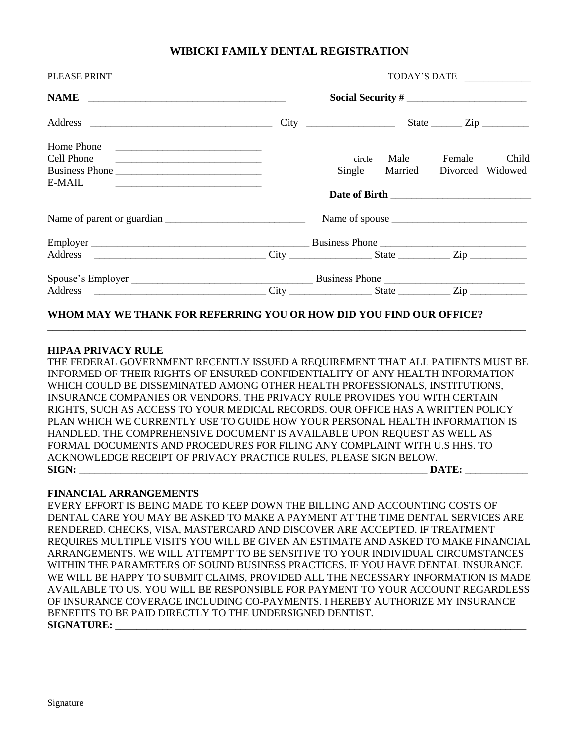# WIBICKI FAMILY DENTAL REGISTRATION

PLEASE PRINT TODAY'S DATE ____________

**NAME** ____________________________________ **Social Security #** ______________________

Address __________________________________ City ________________ State ______ Zip _________

Home Phone ___________________________

Cell Phone ___________________________

Business Phone ___________________________

E-MAIL ___________________________

circle Male Female Child

Single Married Divorced Widowed

**Date of Birth** _________________________

Name of parent or guardian __________________________ Name of spouse _________________________

Employer _________________________________________ Business Phone ___________________________

Address _________________________________ City _______________ State _________ Zip ___________

Spouse's Employer __________________________________ Business Phone __________________________

Address _________________________________ City _______________ State _________ Zip ___________

**WHOM MAY WE THANK FOR REFERRING YOU OR HOW DID YOU FIND OUR OFFICE?**

_____________________________________________________________________________________________

**HIPAA PRIVACY RULE**

THE FEDERAL GOVERNMENT RECENTLY ISSUED A REQUIREMENT THAT ALL PATIENTS MUST BE INFORMED OF THEIR RIGHTS OF ENSURED CONFIDENTIALITY OF ANY HEALTH INFORMATION WHICH COULD BE DISSEMINATED AMONG OTHER HEALTH PROFESSIONALS, INSTITUTIONS, INSURANCE COMPANIES OR VENDORS. THE PRIVACY RULE PROVIDES YOU WITH CERTAIN RIGHTS, SUCH AS ACCESS TO YOUR MEDICAL RECORDS. OUR OFFICE HAS A WRITTEN POLICY PLAN WHICH WE CURRENTLY USE TO GUIDE HOW YOUR PERSONAL HEALTH INFORMATION IS HANDLED. THE COMPREHENSIVE DOCUMENT IS AVAILABLE UPON REQUEST AS WELL AS FORMAL DOCUMENTS AND PROCEDURES FOR FILING ANY COMPLAINT WITH U.S HHS. TO ACKNOWLEDGE RECEIPT OF PRIVACY PRACTICE RULES, PLEASE SIGN BELOW.

**SIGN:** ____________________________________________________________________ **DATE:** ____________

**FINANCIAL ARRANGEMENTS**

EVERY EFFORT IS BEING MADE TO KEEP DOWN THE BILLING AND ACCOUNTING COSTS OF DENTAL CARE YOU MAY BE ASKED TO MAKE A PAYMENT AT THE TIME DENTAL SERVICES ARE RENDERED. CHECKS, VISA, MASTERCARD AND DISCOVER ARE ACCEPTED. IF TREATMENT REQUIRES MULTIPLE VISITS YOU WILL BE GIVEN AN ESTIMATE AND ASKED TO MAKE FINANCIAL ARRANGEMENTS. WE WILL ATTEMPT TO BE SENSITIVE TO YOUR INDIVIDUAL CIRCUMSTANCES WITHIN THE PARAMETERS OF SOUND BUSINESS PRACTICES. IF YOU HAVE DENTAL INSURANCE WE WILL BE HAPPY TO SUBMIT CLAIMS, PROVIDED ALL THE NECESSARY INFORMATION IS MADE AVAILABLE TO US. YOU WILL BE RESPONSIBLE FOR PAYMENT TO YOUR ACCOUNT REGARDLESS OF INSURANCE COVERAGE INCLUDING CO-PAYMENTS. I HEREBY AUTHORIZE MY INSURANCE BENEFITS TO BE PAID DIRECTLY TO THE UNDERSIGNED DENTIST.

**SIGNATURE:** ___________________________________________________________________________

Signature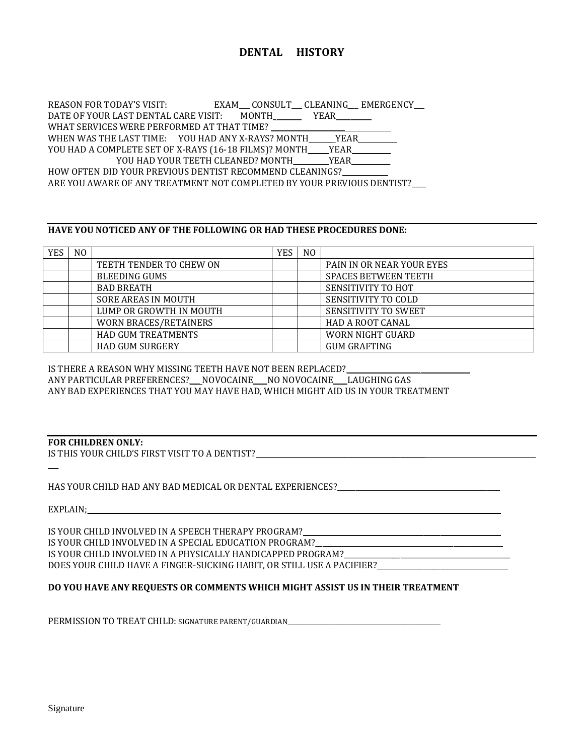# DENTAL HISTORY

REASON FOR TODAY'S VISIT: EXAM___ CONSULT___ CLEANING___ EMERGENCY___
DATE OF YOUR LAST DENTAL CARE VISIT: MONTH________ YEAR__________
WHAT SERVICES WERE PERFORMED AT THAT TIME? ______________________________
WHEN WAS THE LAST TIME: YOU HAD ANY X-RAYS? MONTH_______YEAR__________
YOU HAD A COMPLETE SET OF X-RAYS (16-18 FILMS)? MONTH______YEAR__________
YOU HAD YOUR TEETH CLEANED? MONTH_________YEAR__________
HOW OFTEN DID YOUR PREVIOUS DENTIST RECOMMEND CLEANINGS?____________
ARE YOU AWARE OF ANY TREATMENT NOT COMPLETED BY YOUR PREVIOUS DENTIST?____

**HAVE YOU NOTICED ANY OF THE FOLLOWING OR HAD THESE PROCEDURES DONE:**

| YES | NO | | YES | NO | |
|---|---|---|---|---|---|
| | | TEETH TENDER TO CHEW ON | | | PAIN IN OR NEAR YOUR EYES |
| | | BLEEDING GUMS | | | SPACES BETWEEN TEETH |
| | | BAD BREATH | | | SENSITIVITY TO HOT |
| | | SORE AREAS IN MOUTH | | | SENSITIVITY TO COLD |
| | | LUMP OR GROWTH IN MOUTH | | | SENSITIVITY TO SWEET |
| | | WORN BRACES/RETAINERS | | | HAD A ROOT CANAL |
| | | HAD GUM TREATMENTS | | | WORN NIGHT GUARD |
| | | HAD GUM SURGERY | | | GUM GRAFTING |

IS THERE A REASON WHY MISSING TEETH HAVE NOT BEEN REPLACED?______________________________
ANY PARTICULAR PREFERENCES?___NOVOCAINE____NO NOVOCAINE___LAUGHING GAS
ANY BAD EXPERIENCES THAT YOU MAY HAVE HAD, WHICH MIGHT AID US IN YOUR TREATMENT

**FOR CHILDREN ONLY:**
IS THIS YOUR CHILD'S FIRST VISIT TO A DENTIST?______________________________________________________

HAS YOUR CHILD HAD ANY BAD MEDICAL OR DENTAL EXPERIENCES?________________________________

EXPLAIN;_____________________________________________________________________________

IS YOUR CHILD INVOLVED IN A SPEECH THERAPY PROGRAM?_______________________________________
IS YOUR CHILD INVOLVED IN A SPECIAL EDUCATION PROGRAM?_____________________________________
IS YOUR CHILD INVOLVED IN A PHYSICALLY HANDICAPPED PROGRAM?_________________________________
DOES YOUR CHILD HAVE A FINGER-SUCKING HABIT, OR STILL USE A PACIFIER?__________________________

**DO YOU HAVE ANY REQUESTS OR COMMENTS WHICH MIGHT ASSIST US IN THEIR TREATMENT**

PERMISSION TO TREAT CHILD: SIGNATURE PARENT/GUARDIAN________________________________

Signature